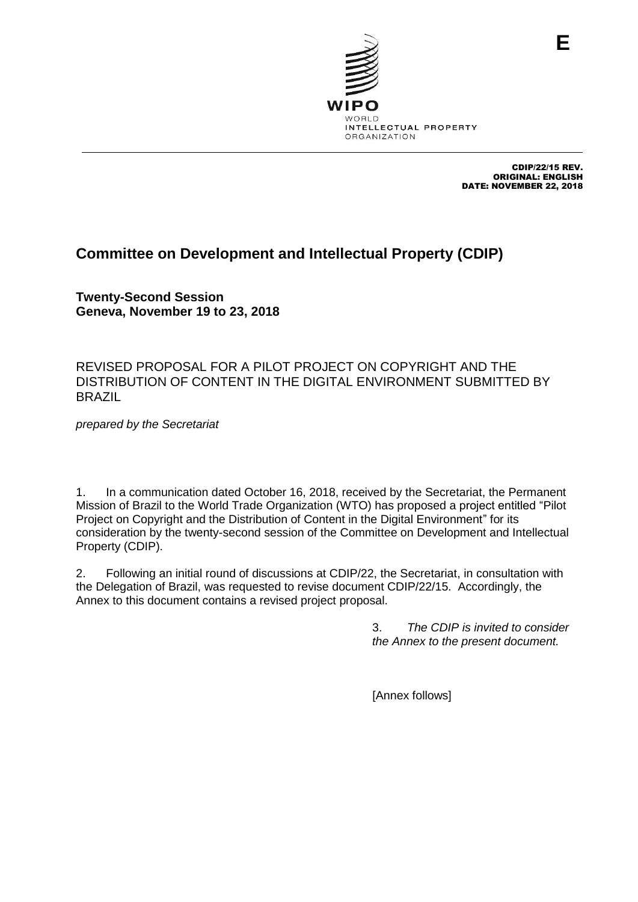E

WIPO
WORLD
INTELLECTUAL PROPERTY
ORGANIZATION

CDIP/22/15 REV.
ORIGINAL: ENGLISH
DATE: NOVEMBER 22, 2018

# Committee on Development and Intellectual Property (CDIP)

**Twenty-Second Session**
**Geneva, November 19 to 23, 2018**

## REVISED PROPOSAL FOR A PILOT PROJECT ON COPYRIGHT AND THE DISTRIBUTION OF CONTENT IN THE DIGITAL ENVIRONMENT SUBMITTED BY BRAZIL

*prepared by the Secretariat*

1. In a communication dated October 16, 2018, received by the Secretariat, the Permanent Mission of Brazil to the World Trade Organization (WTO) has proposed a project entitled "Pilot Project on Copyright and the Distribution of Content in the Digital Environment" for its consideration by the twenty-second session of the Committee on Development and Intellectual Property (CDIP).

2. Following an initial round of discussions at CDIP/22, the Secretariat, in consultation with the Delegation of Brazil, was requested to revise document CDIP/22/15. Accordingly, the Annex to this document contains a revised project proposal.

3. *The CDIP is invited to consider the Annex to the present document.*

[Annex follows]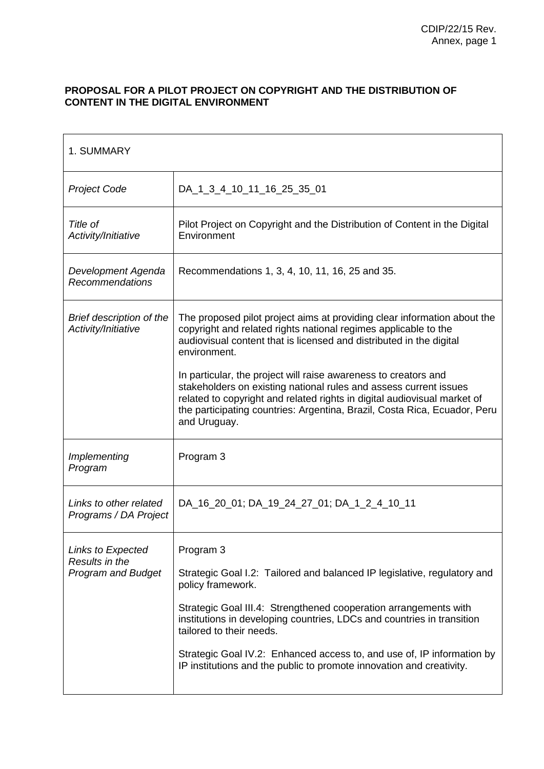**PROPOSAL FOR A PILOT PROJECT ON COPYRIGHT AND THE DISTRIBUTION OF CONTENT IN THE DIGITAL ENVIRONMENT**

| 1. SUMMARY | |
|---|---|
| *Project Code* | DA_1_3_4_10_11_16_25_35_01 |
| *Title of Activity/Initiative* | Pilot Project on Copyright and the Distribution of Content in the Digital Environment |
| *Development Agenda Recommendations* | Recommendations 1, 3, 4, 10, 11, 16, 25 and 35. |
| *Brief description of the Activity/Initiative* | The proposed pilot project aims at providing clear information about the copyright and related rights national regimes applicable to the audiovisual content that is licensed and distributed in the digital environment.<br><br>In particular, the project will raise awareness to creators and stakeholders on existing national rules and assess current issues related to copyright and related rights in digital audiovisual market of the participating countries: Argentina, Brazil, Costa Rica, Ecuador, Peru and Uruguay. |
| *Implementing Program* | Program 3 |
| *Links to other related Programs / DA Project* | DA_16_20_01; DA_19_24_27_01; DA_1_2_4_10_11 |
| *Links to Expected Results in the Program and Budget* | Program 3<br><br>Strategic Goal I.2: Tailored and balanced IP legislative, regulatory and policy framework.<br><br>Strategic Goal III.4: Strengthened cooperation arrangements with institutions in developing countries, LDCs and countries in transition tailored to their needs.<br><br>Strategic Goal IV.2: Enhanced access to, and use of, IP information by IP institutions and the public to promote innovation and creativity. |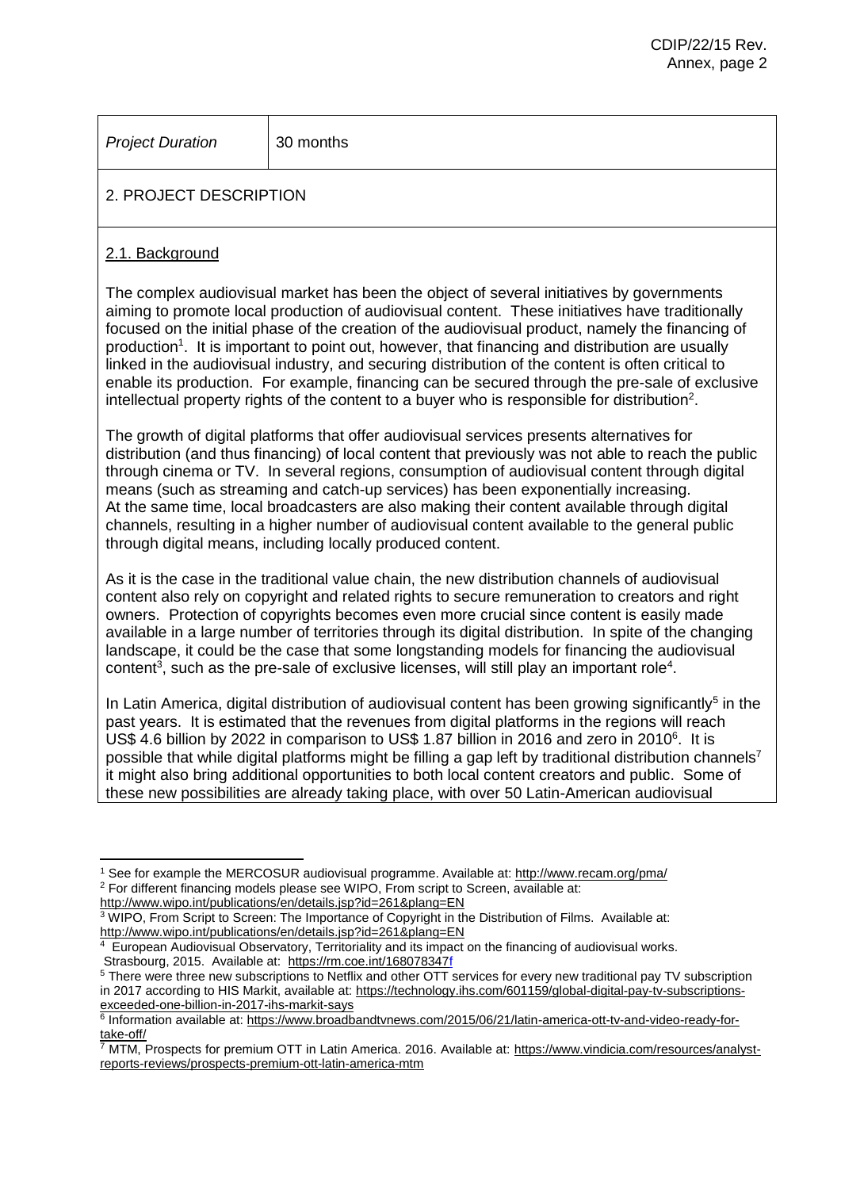| *Project Duration* | 30 months |
| --- | --- |

## 2. PROJECT DESCRIPTION

### 2.1. Background

The complex audiovisual market has been the object of several initiatives by governments aiming to promote local production of audiovisual content. These initiatives have traditionally focused on the initial phase of the creation of the audiovisual product, namely the financing of production[1]. It is important to point out, however, that financing and distribution are usually linked in the audiovisual industry, and securing distribution of the content is often critical to enable its production. For example, financing can be secured through the pre-sale of exclusive intellectual property rights of the content to a buyer who is responsible for distribution[2].

The growth of digital platforms that offer audiovisual services presents alternatives for distribution (and thus financing) of local content that previously was not able to reach the public through cinema or TV. In several regions, consumption of audiovisual content through digital means (such as streaming and catch-up services) has been exponentially increasing. At the same time, local broadcasters are also making their content available through digital channels, resulting in a higher number of audiovisual content available to the general public through digital means, including locally produced content.

As it is the case in the traditional value chain, the new distribution channels of audiovisual content also rely on copyright and related rights to secure remuneration to creators and right owners. Protection of copyrights becomes even more crucial since content is easily made available in a large number of territories through its digital distribution. In spite of the changing landscape, it could be the case that some longstanding models for financing the audiovisual content[3], such as the pre-sale of exclusive licenses, will still play an important role[4].

In Latin America, digital distribution of audiovisual content has been growing significantly[5] in the past years. It is estimated that the revenues from digital platforms in the regions will reach US$ 4.6 billion by 2022 in comparison to US$ 1.87 billion in 2016 and zero in 2010[6]. It is possible that while digital platforms might be filling a gap left by traditional distribution channels[7] it might also bring additional opportunities to both local content creators and public. Some of these new possibilities are already taking place, with over 50 Latin-American audiovisual

---

[1] See for example the MERCOSUR audiovisual programme. Available at: http://www.recam.org/pma/

[2] For different financing models please see WIPO, From script to Screen, available at: http://www.wipo.int/publications/en/details.jsp?id=261&plang=EN

[3] WIPO, From Script to Screen: The Importance of Copyright in the Distribution of Films. Available at: http://www.wipo.int/publications/en/details.jsp?id=261&plang=EN

[4] European Audiovisual Observatory, Territoriality and its impact on the financing of audiovisual works. Strasbourg, 2015. Available at: https://rm.coe.int/168078347f

[5] There were three new subscriptions to Netflix and other OTT services for every new traditional pay TV subscription in 2017 according to HIS Markit, available at: https://technology.ihs.com/601159/global-digital-pay-tv-subscriptions-exceeded-one-billion-in-2017-ihs-markit-says

[6] Information available at: https://www.broadbandtvnews.com/2015/06/21/latin-america-ott-tv-and-video-ready-for-take-off/

[7] MTM, Prospects for premium OTT in Latin America. 2016. Available at: https://www.vindicia.com/resources/analyst-reports-reviews/prospects-premium-ott-latin-america-mtm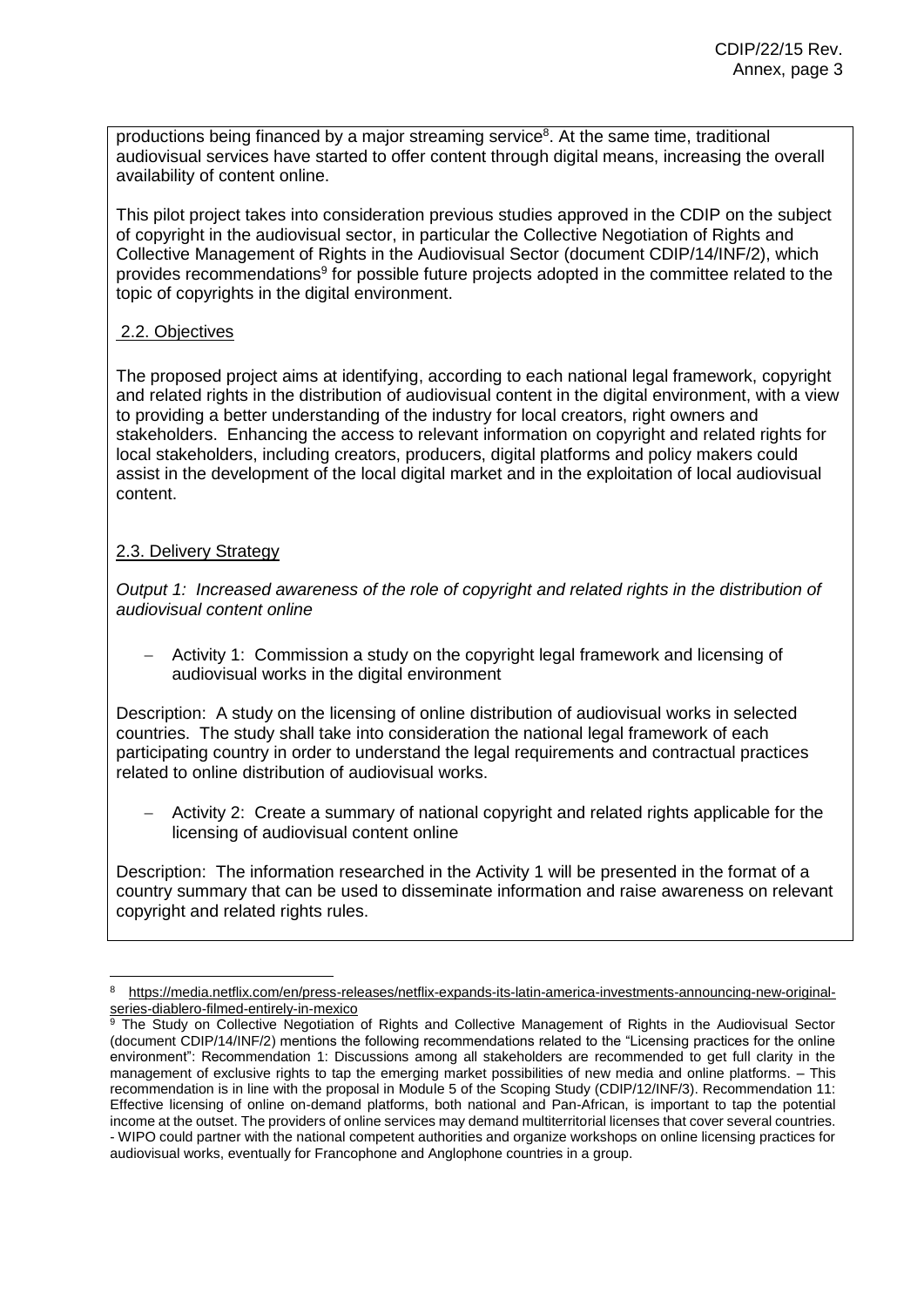productions being financed by a major streaming service[8]. At the same time, traditional audiovisual services have started to offer content through digital means, increasing the overall availability of content online.

This pilot project takes into consideration previous studies approved in the CDIP on the subject of copyright in the audiovisual sector, in particular the Collective Negotiation of Rights and Collective Management of Rights in the Audiovisual Sector (document CDIP/14/INF/2), which provides recommendations[9] for possible future projects adopted in the committee related to the topic of copyrights in the digital environment.

## 2.2. Objectives

The proposed project aims at identifying, according to each national legal framework, copyright and related rights in the distribution of audiovisual content in the digital environment, with a view to providing a better understanding of the industry for local creators, right owners and stakeholders. Enhancing the access to relevant information on copyright and related rights for local stakeholders, including creators, producers, digital platforms and policy makers could assist in the development of the local digital market and in the exploitation of local audiovisual content.

## 2.3. Delivery Strategy

*Output 1: Increased awareness of the role of copyright and related rights in the distribution of audiovisual content online*

- Activity 1: Commission a study on the copyright legal framework and licensing of audiovisual works in the digital environment

Description: A study on the licensing of online distribution of audiovisual works in selected countries. The study shall take into consideration the national legal framework of each participating country in order to understand the legal requirements and contractual practices related to online distribution of audiovisual works.

- Activity 2: Create a summary of national copyright and related rights applicable for the licensing of audiovisual content online

Description: The information researched in the Activity 1 will be presented in the format of a country summary that can be used to disseminate information and raise awareness on relevant copyright and related rights rules.

---

[8] https://media.netflix.com/en/press-releases/netflix-expands-its-latin-america-investments-announcing-new-original-series-diablero-filmed-entirely-in-mexico

[9] The Study on Collective Negotiation of Rights and Collective Management of Rights in the Audiovisual Sector (document CDIP/14/INF/2) mentions the following recommendations related to the "Licensing practices for the online environment": Recommendation 1: Discussions among all stakeholders are recommended to get full clarity in the management of exclusive rights to tap the emerging market possibilities of new media and online platforms. – This recommendation is in line with the proposal in Module 5 of the Scoping Study (CDIP/12/INF/3). Recommendation 11: Effective licensing of online on-demand platforms, both national and Pan-African, is important to tap the potential income at the outset. The providers of online services may demand multiterritorial licenses that cover several countries. - WIPO could partner with the national competent authorities and organize workshops on online licensing practices for audiovisual works, eventually for Francophone and Anglophone countries in a group.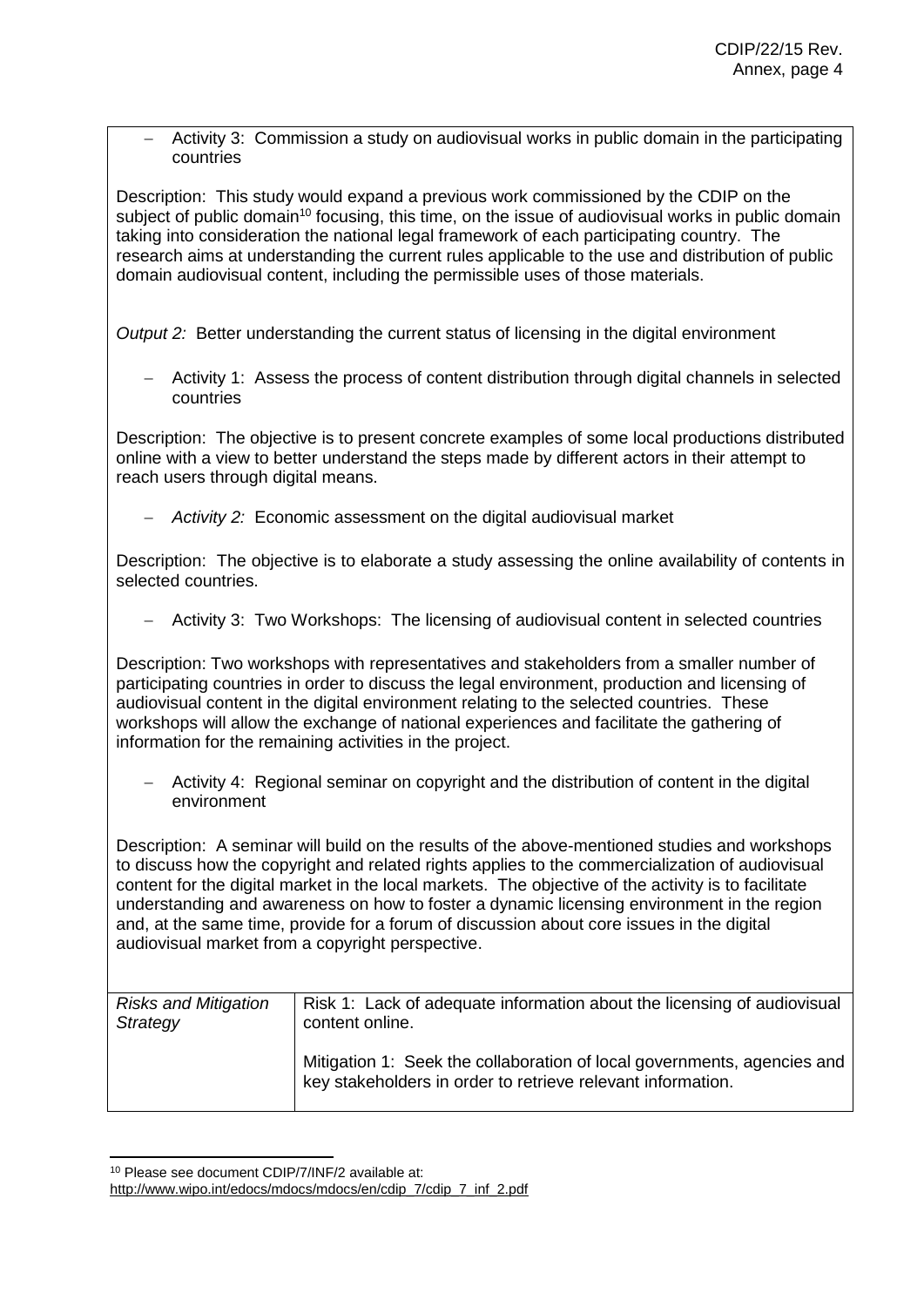- Activity 3: Commission a study on audiovisual works in public domain in the participating countries

Description: This study would expand a previous work commissioned by the CDIP on the subject of public domain[10] focusing, this time, on the issue of audiovisual works in public domain taking into consideration the national legal framework of each participating country. The research aims at understanding the current rules applicable to the use and distribution of public domain audiovisual content, including the permissible uses of those materials.

*Output 2:* Better understanding the current status of licensing in the digital environment

- Activity 1: Assess the process of content distribution through digital channels in selected countries

Description: The objective is to present concrete examples of some local productions distributed online with a view to better understand the steps made by different actors in their attempt to reach users through digital means.

- *Activity 2:* Economic assessment on the digital audiovisual market

Description: The objective is to elaborate a study assessing the online availability of contents in selected countries.

- Activity 3: Two Workshops: The licensing of audiovisual content in selected countries

Description: Two workshops with representatives and stakeholders from a smaller number of participating countries in order to discuss the legal environment, production and licensing of audiovisual content in the digital environment relating to the selected countries. These workshops will allow the exchange of national experiences and facilitate the gathering of information for the remaining activities in the project.

- Activity 4: Regional seminar on copyright and the distribution of content in the digital environment

Description: A seminar will build on the results of the above-mentioned studies and workshops to discuss how the copyright and related rights applies to the commercialization of audiovisual content for the digital market in the local markets. The objective of the activity is to facilitate understanding and awareness on how to foster a dynamic licensing environment in the region and, at the same time, provide for a forum of discussion about core issues in the digital audiovisual market from a copyright perspective.

| *Risks and Mitigation Strategy* | Risk 1: Lack of adequate information about the licensing of audiovisual content online.<br><br>Mitigation 1: Seek the collaboration of local governments, agencies and key stakeholders in order to retrieve relevant information. |
|---|---|

[10] Please see document CDIP/7/INF/2 available at: http://www.wipo.int/edocs/mdocs/mdocs/en/cdip_7/cdip_7_inf_2.pdf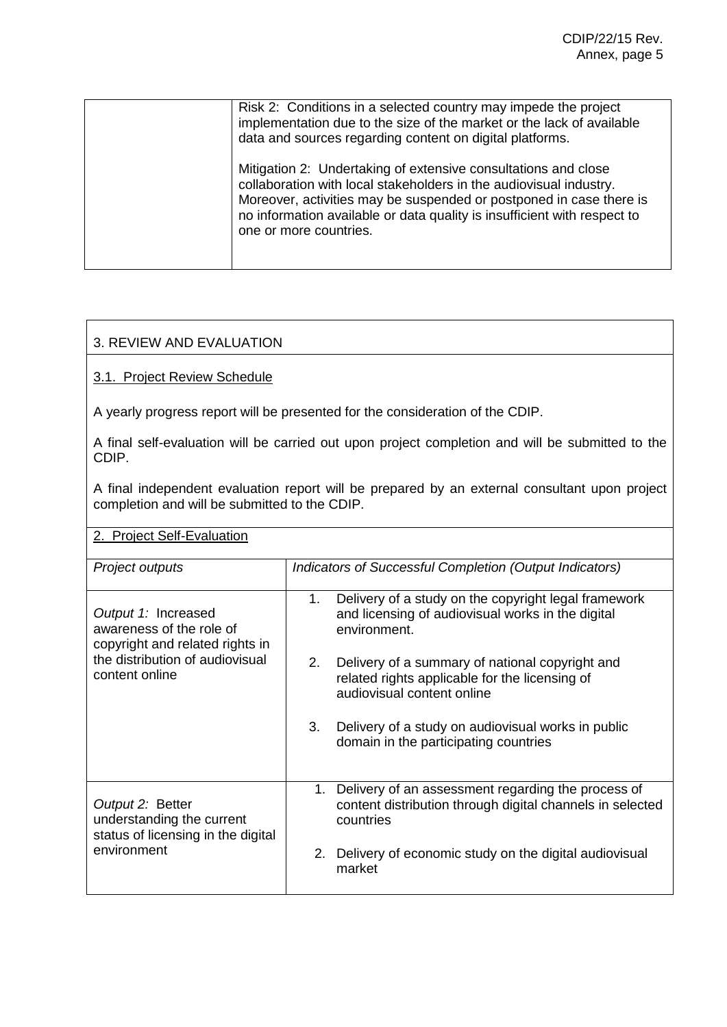| | Risk 2: Conditions in a selected country may impede the project implementation due to the size of the market or the lack of available data and sources regarding content on digital platforms.<br><br>Mitigation 2: Undertaking of extensive consultations and close collaboration with local stakeholders in the audiovisual industry. Moreover, activities may be suspended or postponed in case there is no information available or data quality is insufficient with respect to one or more countries. |
|---|---|

## 3. REVIEW AND EVALUATION

### 3.1. Project Review Schedule

A yearly progress report will be presented for the consideration of the CDIP.

A final self-evaluation will be carried out upon project completion and will be submitted to the CDIP.

A final independent evaluation report will be prepared by an external consultant upon project completion and will be submitted to the CDIP.

### 2. Project Self-Evaluation

| *Project outputs* | *Indicators of Successful Completion (Output Indicators)* |
|---|---|
| *Output 1:* Increased awareness of the role of copyright and related rights in the distribution of audiovisual content online | 1. Delivery of a study on the copyright legal framework and licensing of audiovisual works in the digital environment.<br><br>2. Delivery of a summary of national copyright and related rights applicable for the licensing of audiovisual content online<br><br>3. Delivery of a study on audiovisual works in public domain in the participating countries |
| *Output 2:* Better understanding the current status of licensing in the digital environment | 1. Delivery of an assessment regarding the process of content distribution through digital channels in selected countries<br><br>2. Delivery of economic study on the digital audiovisual market |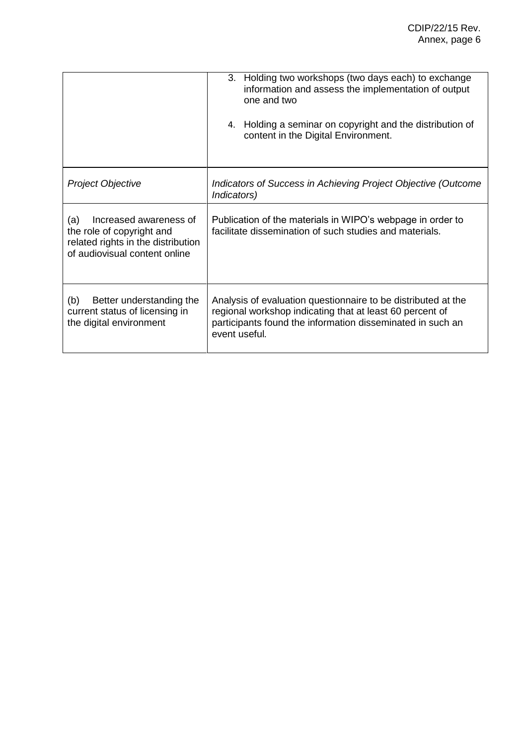| | |
|---|---|
| | 3. Holding two workshops (two days each) to exchange information and assess the implementation of output one and two<br><br>4. Holding a seminar on copyright and the distribution of content in the Digital Environment. |
| *Project Objective* | *Indicators of Success in Achieving Project Objective (Outcome Indicators)* |
| (a) Increased awareness of the role of copyright and related rights in the distribution of audiovisual content online | Publication of the materials in WIPO's webpage in order to facilitate dissemination of such studies and materials. |
| (b) Better understanding the current status of licensing in the digital environment | Analysis of evaluation questionnaire to be distributed at the regional workshop indicating that at least 60 percent of participants found the information disseminated in such an event useful. |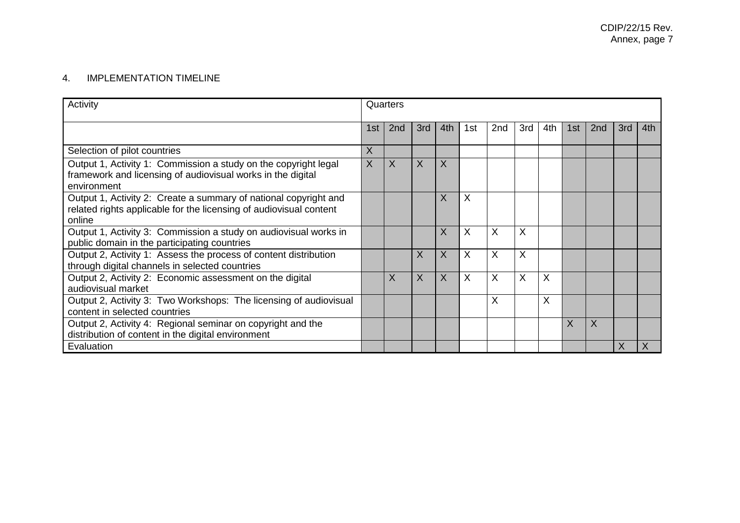## 4. IMPLEMENTATION TIMELINE

| Activity | Quarters | | | | | | | | | | | |
|---|---|---|---|---|---|---|---|---|---|---|---|---|
| | 1st | 2nd | 3rd | 4th | 1st | 2nd | 3rd | 4th | 1st | 2nd | 3rd | 4th |
| Selection of pilot countries | X | | | | | | | | | | | |
| Output 1, Activity 1: Commission a study on the copyright legal framework and licensing of audiovisual works in the digital environment | X | X | X | X | | | | | | | | |
| Output 1, Activity 2: Create a summary of national copyright and related rights applicable for the licensing of audiovisual content online | | | | X | X | | | | | | | |
| Output 1, Activity 3: Commission a study on audiovisual works in public domain in the participating countries | | | | X | X | X | X | | | | | |
| Output 2, Activity 1: Assess the process of content distribution through digital channels in selected countries | | | X | X | X | X | X | | | | | |
| Output 2, Activity 2: Economic assessment on the digital audiovisual market | | X | X | X | X | X | X | X | | | | |
| Output 2, Activity 3: Two Workshops: The licensing of audiovisual content in selected countries | | | | | | X | | X | | | | |
| Output 2, Activity 4: Regional seminar on copyright and the distribution of content in the digital environment | | | | | | | | | X | X | | |
| Evaluation | | | | | | | | | | | X | X |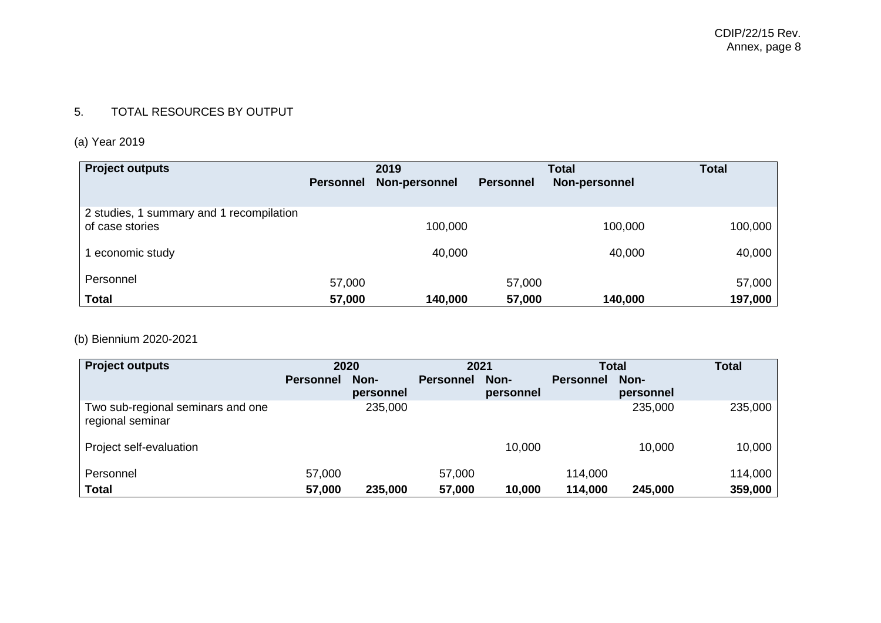5. TOTAL RESOURCES BY OUTPUT

(a) Year 2019

| Project outputs | 2019 | | Total | | Total |
|---|---|---|---|---|---|
| | Personnel | Non-personnel | Personnel | Non-personnel | |
| 2 studies, 1 summary and 1 recompilation of case stories | | 100,000 | | 100,000 | 100,000 |
| 1 economic study | | 40,000 | | 40,000 | 40,000 |
| Personnel | 57,000 | | 57,000 | | 57,000 |
| **Total** | **57,000** | **140,000** | **57,000** | **140,000** | **197,000** |

(b) Biennium 2020-2021

| Project outputs | 2020 | | 2021 | | Total | | Total |
|---|---|---|---|---|---|---|---|
| | Personnel | Non-personnel | Personnel | Non-personnel | Personnel | Non-personnel | |
| Two sub-regional seminars and one regional seminar | | 235,000 | | | | 235,000 | 235,000 |
| Project self-evaluation | | | | 10,000 | | 10,000 | 10,000 |
| Personnel | 57,000 | | 57,000 | | 114,000 | | 114,000 |
| **Total** | **57,000** | **235,000** | **57,000** | **10,000** | **114,000** | **245,000** | **359,000** |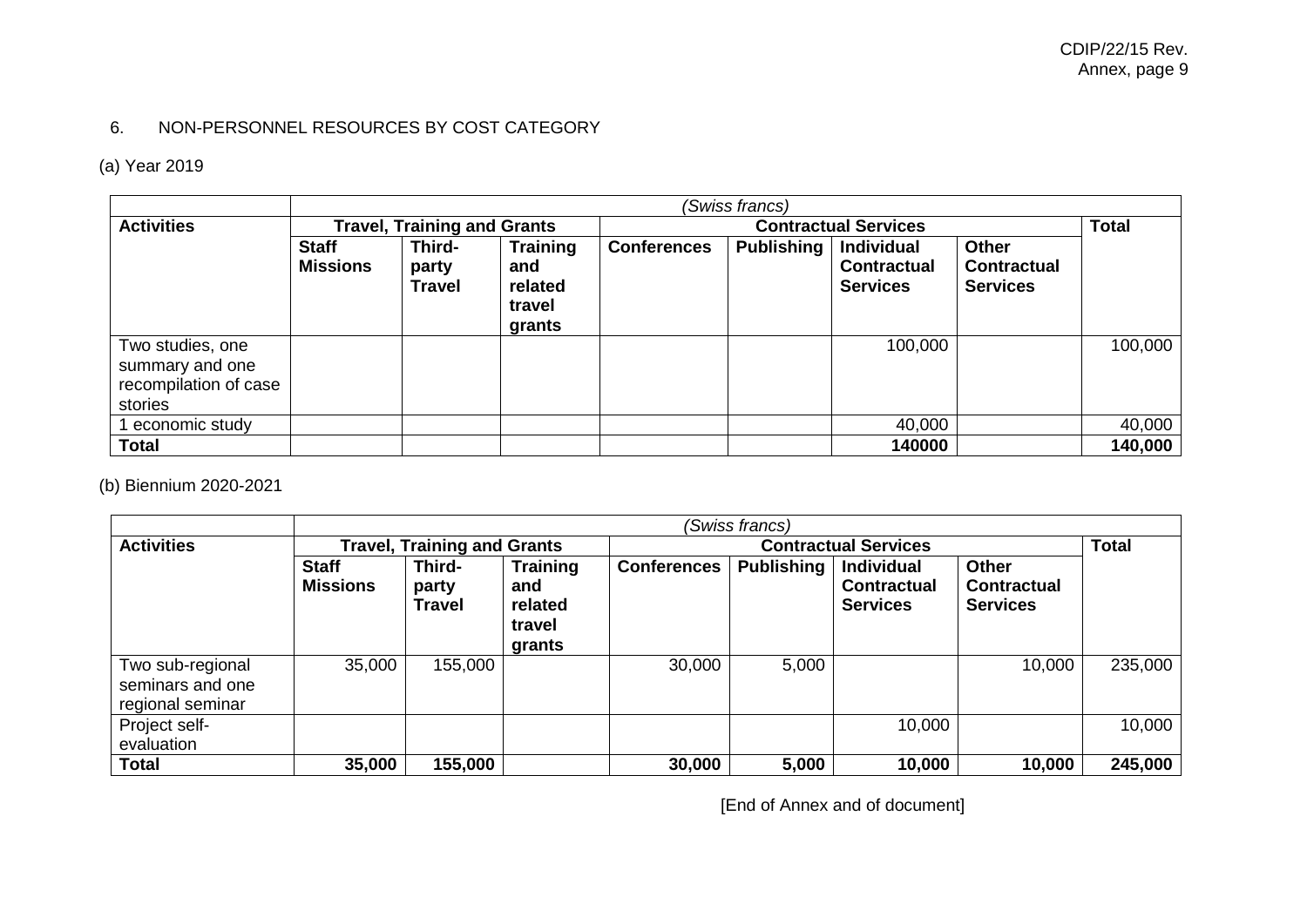6. NON-PERSONNEL RESOURCES BY COST CATEGORY

(a) Year 2019

| | *(Swiss francs)* | | | | | | | |
|---|---|---|---|---|---|---|---|---|
| **Activities** | **Travel, Training and Grants** | | | **Contractual Services** | | | | **Total** |
| | **Staff Missions** | **Third-party Travel** | **Training and related travel grants** | **Conferences** | **Publishing** | **Individual Contractual Services** | **Other Contractual Services** | |
| Two studies, one summary and one recompilation of case stories | | | | | | 100,000 | | 100,000 |
| 1 economic study | | | | | | 40,000 | | 40,000 |
| **Total** | | | | | | **140000** | | **140,000** |

(b) Biennium 2020-2021

| | *(Swiss francs)* | | | | | | | |
|---|---|---|---|---|---|---|---|---|
| **Activities** | **Travel, Training and Grants** | | | **Contractual Services** | | | | **Total** |
| | **Staff Missions** | **Third-party Travel** | **Training and related travel grants** | **Conferences** | **Publishing** | **Individual Contractual Services** | **Other Contractual Services** | |
| Two sub-regional seminars and one regional seminar | 35,000 | 155,000 | | 30,000 | 5,000 | | 10,000 | 235,000 |
| Project self-evaluation | | | | | | 10,000 | | 10,000 |
| **Total** | **35,000** | **155,000** | | **30,000** | **5,000** | **10,000** | **10,000** | **245,000** |

[End of Annex and of document]